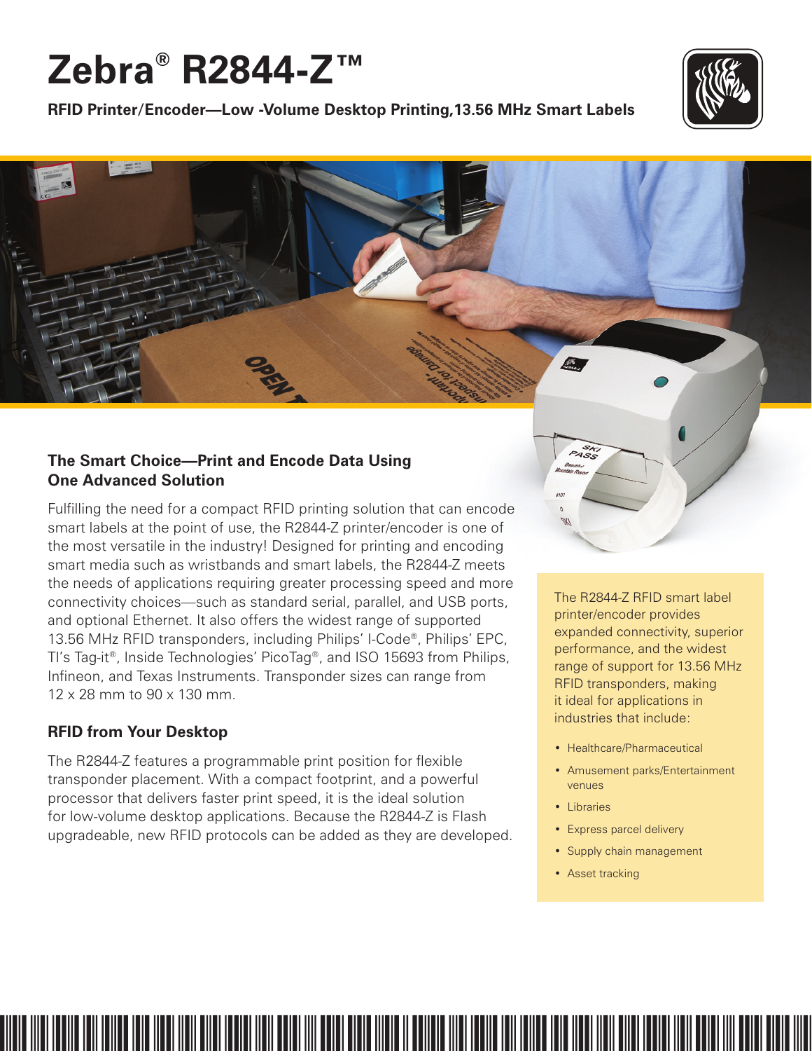# Zebra® R2844-Z™

**RFID Printer/Encoder—Low -Volume Desktop Printing,13.56 MHz Smart Labels**

## The Smart Choice—Print and Encode Data Using One Advanced Solution

Fulfilling the need for a compact RFID printing solution that can encode smart labels at the point of use, the R2844-Z printer/encoder is one of the most versatile in the industry! Designed for printing and encoding smart media such as wristbands and smart labels, the R2844-Z meets the needs of applications requiring greater processing speed and more connectivity choices—such as standard serial, parallel, and USB ports, and optional Ethernet. It also offers the widest range of supported 13.56 MHz RFID transponders, including Philips' I-Code®, Philips' EPC, TI's Tag-it®, Inside Technologies' PicoTag®, and ISO 15693 from Philips, Infineon, and Texas Instruments. Transponder sizes can range from 12 x 28 mm to 90 x 130 mm.

## RFID from Your Desktop

The R2844-Z features a programmable print position for flexible transponder placement. With a compact footprint, and a powerful processor that delivers faster print speed, it is the ideal solution for low-volume desktop applications. Because the R2844-Z is Flash upgradeable, new RFID protocols can be added as they are developed.

The R2844-Z RFID smart label printer/encoder provides expanded connectivity, superior performance, and the widest range of support for 13.56 MHz RFID transponders, making it ideal for applications in industries that include:

- Healthcare/Pharmaceutical
- Amusement parks/Entertainment venues
- Libraries
- Express parcel delivery
- Supply chain management
- Asset tracking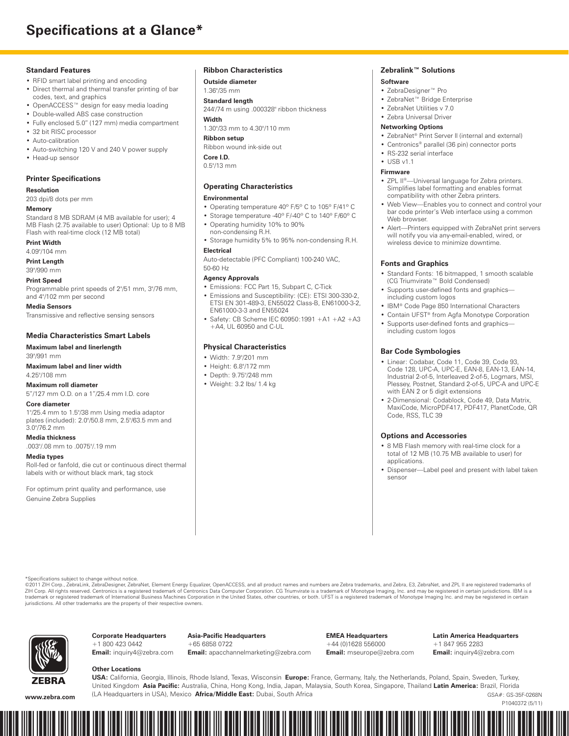# Specifications at a Glance*

## Standard Features

- RFID smart label printing and encoding
- Direct thermal and thermal transfer printing of bar codes, text, and graphics
- OpenACCESS™ design for easy media loading
- Double-walled ABS case construction
- Fully enclosed 5.0" (127 mm) media compartment
- 32 bit RISC processor
- Auto-calibration
- Auto-switching 120 V and 240 V power supply
- Head-up sensor

## Printer Specifications

**Resolution**
203 dpi/8 dots per mm

**Memory**
Standard 8 MB SDRAM (4 MB available for user); 4 MB Flash (2.75 available to user) Optional: Up to 8 MB Flash with real-time clock (12 MB total)

**Print Width**
4.09"/104 mm

**Print Length**
39"/990 mm

**Print Speed**
Programmable print speeds of 2"/51 mm, 3"/76 mm, and 4"/102 mm per second

**Media Sensors**
Transmissive and reflective sensing sensors

## Media Characteristics Smart Labels

**Maximum label and linerlength**
39"/991 mm

**Maximum label and liner width**
4.25"/108 mm

**Maximum roll diameter**
5"/127 mm O.D. on a 1"/25.4 mm I.D. core

**Core diameter**
1"/25.4 mm to 1.5"/38 mm Using media adaptor plates (included): 2.0"/50.8 mm, 2.5"/63.5 mm and 3.0"/76.2 mm

**Media thickness**
.003"/.08 mm to .0075"/.19 mm

**Media types**
Roll-fed or fanfold, die cut or continuous direct thermal labels with or without black mark, tag stock

For optimum print quality and performance, use Genuine Zebra Supplies

## Ribbon Characteristics

**Outside diameter**
1.36"/35 mm

**Standard length**
244'/74 m using .000328" ribbon thickness

**Width**
1.30"/33 mm to 4.30"/110 mm

**Ribbon setup**
Ribbon wound ink-side out

**Core I.D.**
0.5"/13 mm

## Operating Characteristics

**Environmental**

- Operating temperature 40º F/5º C to 105º F/41º C
- Storage temperature -40º F/-40º C to 140º F/60º C
- Operating humidity 10% to 90% non-condensing R.H.
- Storage humidity 5% to 95% non-condensing R.H.

**Electrical**
Auto-detectable (PFC Compliant) 100-240 VAC, 50-60 Hz

**Agency Approvals**

- Emissions: FCC Part 15, Subpart C, C-Tick
- Emissions and Susceptibility: (CE): ETSI 300-330-2, ETSI EN 301-489-3, EN55022 Class-B, EN61000-3-2, EN61000-3-3 and EN55024
- Safety: CB Scheme IEC 60950:1991 +A1 +A2 +A3 +A4, UL 60950 and C-UL

## Physical Characteristics

- Width: 7.9"/201 mm
- Height: 6.8"/172 mm
- Depth: 9.75"/248 mm
- Weight: 3.2 lbs/ 1.4 kg

## Zebralink™ Solutions

**Software**

- ZebraDesigner™ Pro
- ZebraNet™ Bridge Enterprise
- ZebraNet Utilities v 7.0
- Zebra Universal Driver

**Networking Options**

- ZebraNet® Print Server II (internal and external)
- Centronics® parallel (36 pin) connector ports
- RS-232 serial interface
- USB v1.1

**Firmware**

- ZPL II®—Universal language for Zebra printers. Simplifies label formatting and enables format compatibility with other Zebra printers.
- Web View—Enables you to connect and control your bar code printer's Web interface using a common Web browser.
- Alert—Printers equipped with ZebraNet print servers will notify you via any-email-enabled, wired, or wireless device to minimize downtime.

## Fonts and Graphics

- Standard Fonts: 16 bitmapped, 1 smooth scalable (CG Triumvirate™ Bold Condensed)
- Supports user-defined fonts and graphics—including custom logos
- IBM® Code Page 850 International Characters
- Contain UFST® from Agfa Monotype Corporation
- Supports user-defined fonts and graphics—including custom logos

## Bar Code Symbologies

- Linear: Codabar, Code 11, Code 39, Code 93, Code 128, UPC-A, UPC-E, EAN-8, EAN-13, EAN-14, Industrial 2-of-5, Interleaved 2-of-5, Logmars, MSI, Plessey, Postnet, Standard 2-of-5, UPC-A and UPC-E with EAN 2 or 5 digit extensions
- 2-Dimensional: Codablock, Code 49, Data Matrix, MaxiCode, MicroPDF417, PDF417, PlanetCode, QR Code, RSS, TLC 39

## Options and Accessories

- 8 MB Flash memory with real-time clock for a total of 12 MB (10.75 MB available to user) for applications.
- Dispenser—Label peel and present with label taken sensor

*Specifications subject to change without notice.
©2011 ZIH Corp., ZebraLink, ZebraDesigner, ZebraNet, Element Energy Equalizer, OpenACCESS, and all product names and numbers are Zebra trademarks, and Zebra, E3, ZebraNet, and ZPL II are registered trademarks of ZIH Corp. All rights reserved. Centronics is a registered trademark of Centronics Data Computer Corporation. CG Triumvirate is a trademark of Monotype Imaging, Inc. and may be registered in certain jurisdictions. IBM is a trademark or registered trademark of International Business Machines Corporation in the United States, other countries, or both. UFST is a registered trademark of Monotype Imaging Inc. and may be registered in certain jurisdictions. All other trademarks are the property of their respective owners.

**Corporate Headquarters**
+1 800 423 0442
**Email:** inquiry4@zebra.com

**Asia-Pacific Headquarters**
+65 6858 0722
**Email:** apacchannelmarketing@zebra.com

**EMEA Headquarters**
+44 (0)1628 556000
**Email:** mseurope@zebra.com

**Latin America Headquarters**
+1 847 955 2283
**Email:** inquiry4@zebra.com

**Other Locations**
**USA:** California, Georgia, Illinois, Rhode Island, Texas, Wisconsin **Europe:** France, Germany, Italy, the Netherlands, Poland, Spain, Sweden, Turkey, United Kingdom **Asia Pacific:** Australia, China, Hong Kong, India, Japan, Malaysia, South Korea, Singapore, Thailand **Latin America:** Brazil, Florida (LA Headquarters in USA), Mexico **Africa/Middle East:** Dubai, South Africa

ZEBRA

www.zebra.com

GSA#: GS-35F-0268N
P1040372 (5/11)